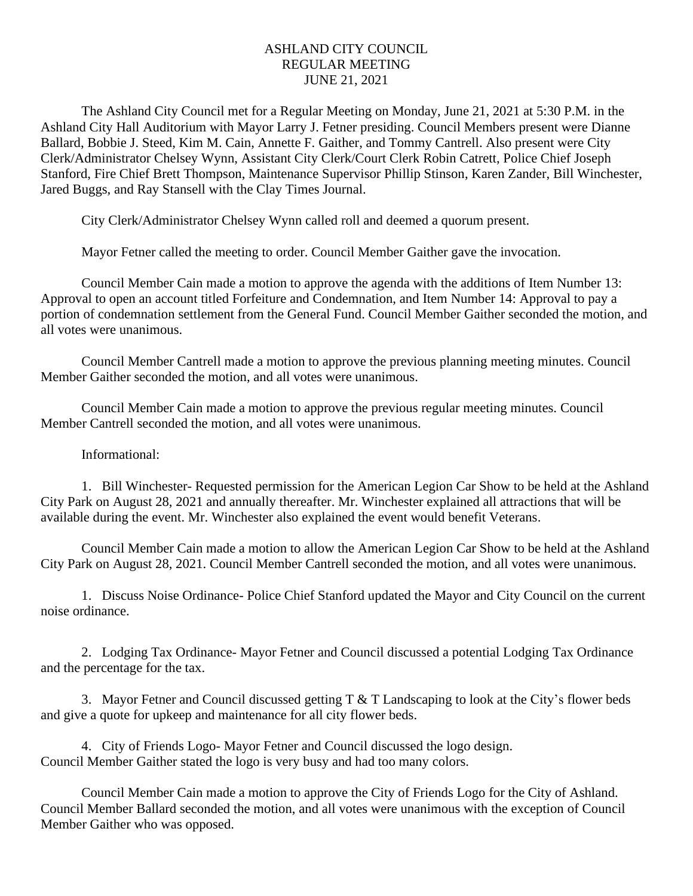# ASHLAND CITY COUNCIL
## REGULAR MEETING
## JUNE 21, 2021

The Ashland City Council met for a Regular Meeting on Monday, June 21, 2021 at 5:30 P.M. in the Ashland City Hall Auditorium with Mayor Larry J. Fetner presiding. Council Members present were Dianne Ballard, Bobbie J. Steed, Kim M. Cain, Annette F. Gaither, and Tommy Cantrell. Also present were City Clerk/Administrator Chelsey Wynn, Assistant City Clerk/Court Clerk Robin Catrett, Police Chief Joseph Stanford, Fire Chief Brett Thompson, Maintenance Supervisor Phillip Stinson, Karen Zander, Bill Winchester, Jared Buggs, and Ray Stansell with the Clay Times Journal.

City Clerk/Administrator Chelsey Wynn called roll and deemed a quorum present.

Mayor Fetner called the meeting to order. Council Member Gaither gave the invocation.

Council Member Cain made a motion to approve the agenda with the additions of Item Number 13: Approval to open an account titled Forfeiture and Condemnation, and Item Number 14: Approval to pay a portion of condemnation settlement from the General Fund. Council Member Gaither seconded the motion, and all votes were unanimous.

Council Member Cantrell made a motion to approve the previous planning meeting minutes. Council Member Gaither seconded the motion, and all votes were unanimous.

Council Member Cain made a motion to approve the previous regular meeting minutes. Council Member Cantrell seconded the motion, and all votes were unanimous.

Informational:

1. Bill Winchester- Requested permission for the American Legion Car Show to be held at the Ashland City Park on August 28, 2021 and annually thereafter. Mr. Winchester explained all attractions that will be available during the event. Mr. Winchester also explained the event would benefit Veterans.

Council Member Cain made a motion to allow the American Legion Car Show to be held at the Ashland City Park on August 28, 2021. Council Member Cantrell seconded the motion, and all votes were unanimous.

1. Discuss Noise Ordinance- Police Chief Stanford updated the Mayor and City Council on the current noise ordinance.

2. Lodging Tax Ordinance- Mayor Fetner and Council discussed a potential Lodging Tax Ordinance and the percentage for the tax.

3. Mayor Fetner and Council discussed getting T & T Landscaping to look at the City's flower beds and give a quote for upkeep and maintenance for all city flower beds.

4. City of Friends Logo- Mayor Fetner and Council discussed the logo design. Council Member Gaither stated the logo is very busy and had too many colors.

Council Member Cain made a motion to approve the City of Friends Logo for the City of Ashland. Council Member Ballard seconded the motion, and all votes were unanimous with the exception of Council Member Gaither who was opposed.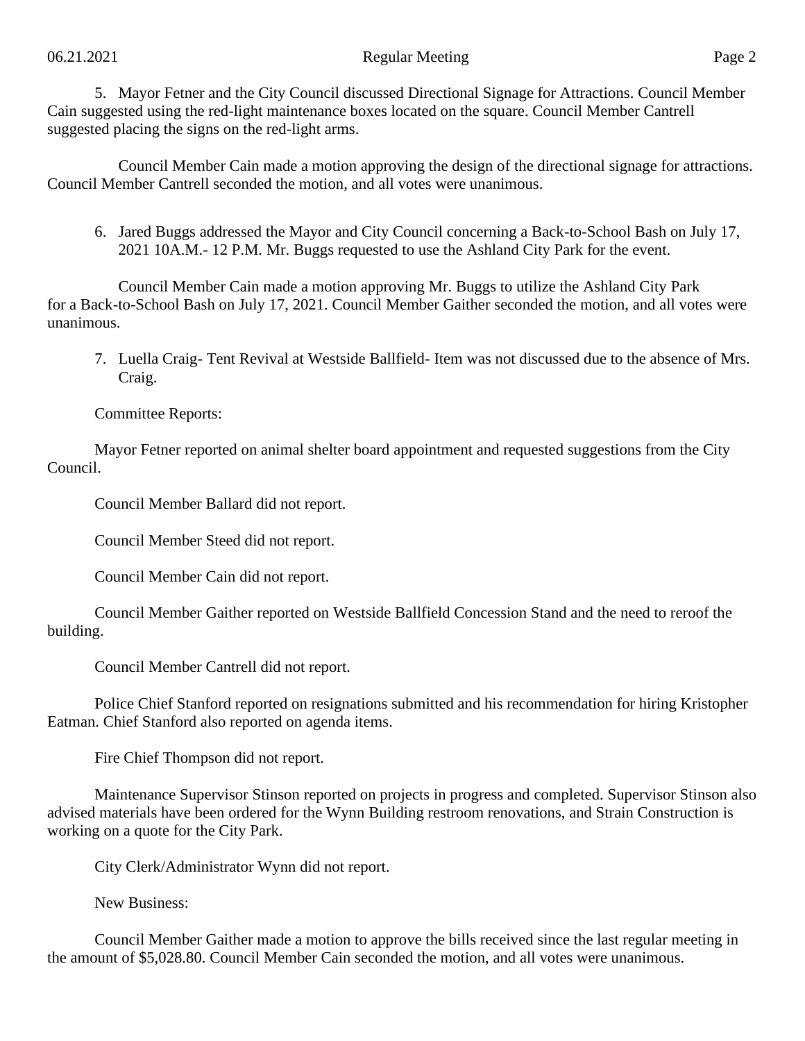5. Mayor Fetner and the City Council discussed Directional Signage for Attractions. Council Member Cain suggested using the red-light maintenance boxes located on the square. Council Member Cantrell suggested placing the signs on the red-light arms.

Council Member Cain made a motion approving the design of the directional signage for attractions. Council Member Cantrell seconded the motion, and all votes were unanimous.

6. Jared Buggs addressed the Mayor and City Council concerning a Back-to-School Bash on July 17, 2021 10A.M.- 12 P.M. Mr. Buggs requested to use the Ashland City Park for the event.

Council Member Cain made a motion approving Mr. Buggs to utilize the Ashland City Park for a Back-to-School Bash on July 17, 2021. Council Member Gaither seconded the motion, and all votes were unanimous.

7. Luella Craig- Tent Revival at Westside Ballfield- Item was not discussed due to the absence of Mrs. Craig.

Committee Reports:

Mayor Fetner reported on animal shelter board appointment and requested suggestions from the City Council.

Council Member Ballard did not report.

Council Member Steed did not report.

Council Member Cain did not report.

Council Member Gaither reported on Westside Ballfield Concession Stand and the need to reroof the building.

Council Member Cantrell did not report.

Police Chief Stanford reported on resignations submitted and his recommendation for hiring Kristopher Eatman. Chief Stanford also reported on agenda items.

Fire Chief Thompson did not report.

Maintenance Supervisor Stinson reported on projects in progress and completed. Supervisor Stinson also advised materials have been ordered for the Wynn Building restroom renovations, and Strain Construction is working on a quote for the City Park.

City Clerk/Administrator Wynn did not report.

New Business:

Council Member Gaither made a motion to approve the bills received since the last regular meeting in the amount of $5,028.80. Council Member Cain seconded the motion, and all votes were unanimous.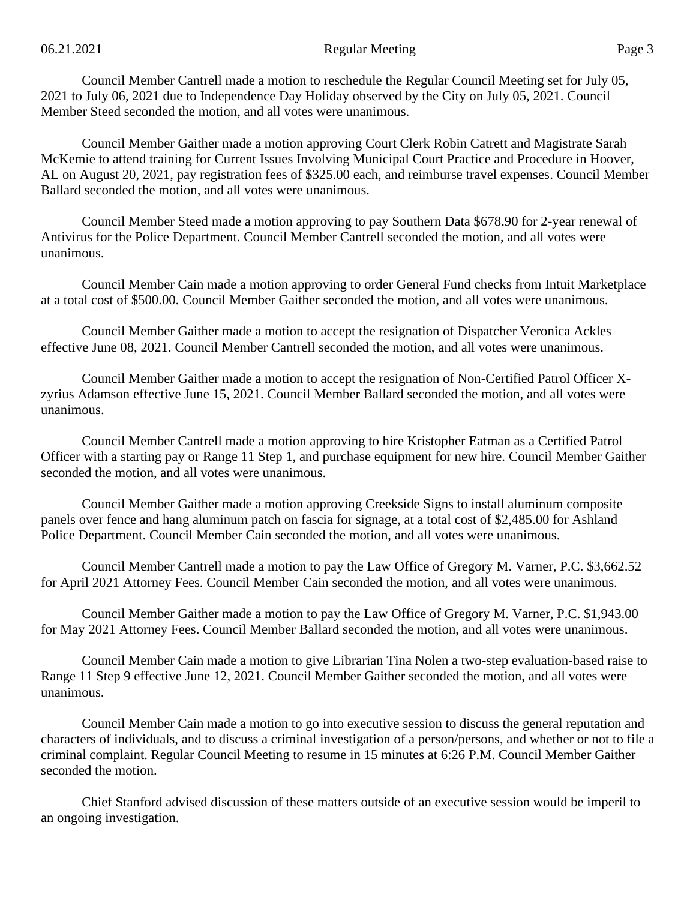Council Member Cantrell made a motion to reschedule the Regular Council Meeting set for July 05, 2021 to July 06, 2021 due to Independence Day Holiday observed by the City on July 05, 2021. Council Member Steed seconded the motion, and all votes were unanimous.

Council Member Gaither made a motion approving Court Clerk Robin Catrett and Magistrate Sarah McKemie to attend training for Current Issues Involving Municipal Court Practice and Procedure in Hoover, AL on August 20, 2021, pay registration fees of $325.00 each, and reimburse travel expenses. Council Member Ballard seconded the motion, and all votes were unanimous.

Council Member Steed made a motion approving to pay Southern Data $678.90 for 2-year renewal of Antivirus for the Police Department. Council Member Cantrell seconded the motion, and all votes were unanimous.

Council Member Cain made a motion approving to order General Fund checks from Intuit Marketplace at a total cost of $500.00. Council Member Gaither seconded the motion, and all votes were unanimous.

Council Member Gaither made a motion to accept the resignation of Dispatcher Veronica Ackles effective June 08, 2021. Council Member Cantrell seconded the motion, and all votes were unanimous.

Council Member Gaither made a motion to accept the resignation of Non-Certified Patrol Officer X-zyrius Adamson effective June 15, 2021. Council Member Ballard seconded the motion, and all votes were unanimous.

Council Member Cantrell made a motion approving to hire Kristopher Eatman as a Certified Patrol Officer with a starting pay or Range 11 Step 1, and purchase equipment for new hire. Council Member Gaither seconded the motion, and all votes were unanimous.

Council Member Gaither made a motion approving Creekside Signs to install aluminum composite panels over fence and hang aluminum patch on fascia for signage, at a total cost of $2,485.00 for Ashland Police Department. Council Member Cain seconded the motion, and all votes were unanimous.

Council Member Cantrell made a motion to pay the Law Office of Gregory M. Varner, P.C. $3,662.52 for April 2021 Attorney Fees. Council Member Cain seconded the motion, and all votes were unanimous.

Council Member Gaither made a motion to pay the Law Office of Gregory M. Varner, P.C. $1,943.00 for May 2021 Attorney Fees. Council Member Ballard seconded the motion, and all votes were unanimous.

Council Member Cain made a motion to give Librarian Tina Nolen a two-step evaluation-based raise to Range 11 Step 9 effective June 12, 2021. Council Member Gaither seconded the motion, and all votes were unanimous.

Council Member Cain made a motion to go into executive session to discuss the general reputation and characters of individuals, and to discuss a criminal investigation of a person/persons, and whether or not to file a criminal complaint. Regular Council Meeting to resume in 15 minutes at 6:26 P.M. Council Member Gaither seconded the motion.

Chief Stanford advised discussion of these matters outside of an executive session would be imperil to an ongoing investigation.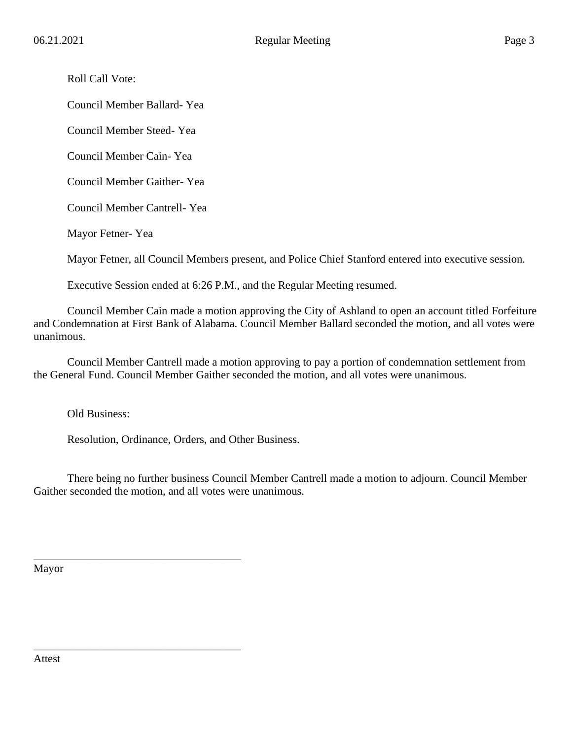Roll Call Vote:

Council Member Ballard- Yea

Council Member Steed- Yea

Council Member Cain- Yea

Council Member Gaither- Yea

Council Member Cantrell- Yea

Mayor Fetner- Yea

Mayor Fetner, all Council Members present, and Police Chief Stanford entered into executive session.

Executive Session ended at 6:26 P.M., and the Regular Meeting resumed.

Council Member Cain made a motion approving the City of Ashland to open an account titled Forfeiture and Condemnation at First Bank of Alabama. Council Member Ballard seconded the motion, and all votes were unanimous.

Council Member Cantrell made a motion approving to pay a portion of condemnation settlement from the General Fund. Council Member Gaither seconded the motion, and all votes were unanimous.

Old Business:

Resolution, Ordinance, Orders, and Other Business.

There being no further business Council Member Cantrell made a motion to adjourn. Council Member Gaither seconded the motion, and all votes were unanimous.

\_\_\_\_\_\_\_\_\_\_\_\_\_\_\_\_\_\_\_\_\_\_\_\_\_\_\_\_\_\_\_\_\_\_\_\_\_\_

Mayor

\_\_\_\_\_\_\_\_\_\_\_\_\_\_\_\_\_\_\_\_\_\_\_\_\_\_\_\_\_\_\_\_\_\_\_\_\_\_

Attest